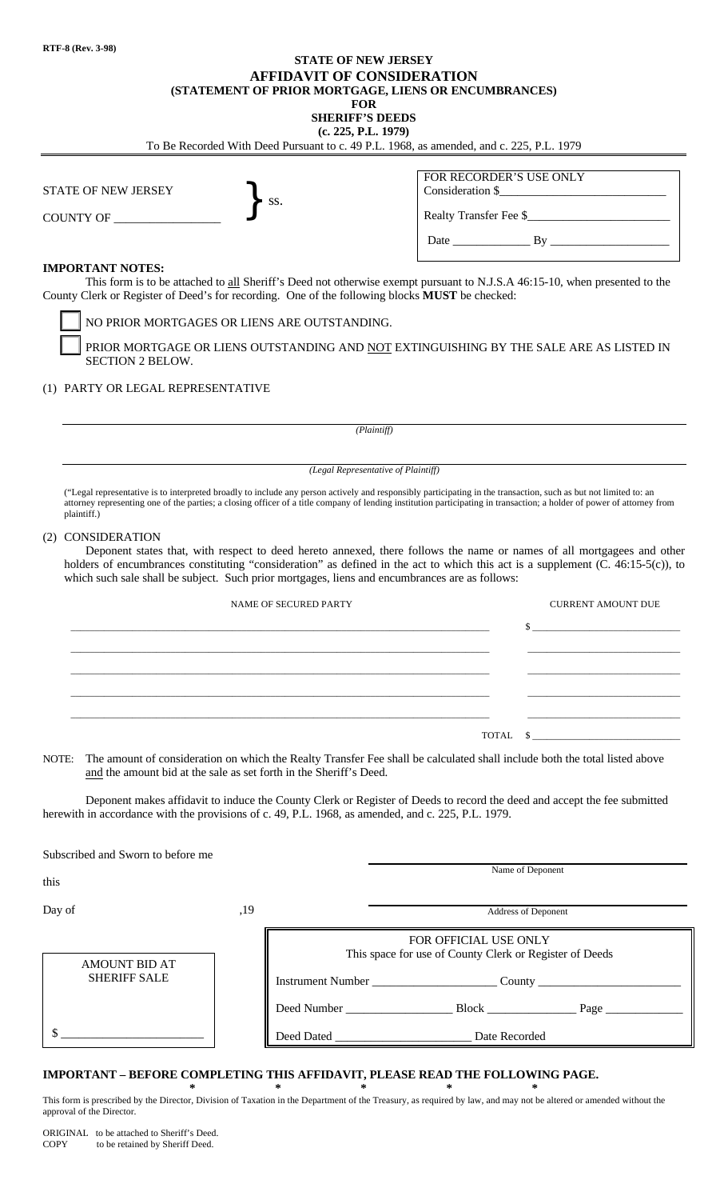RTF-8 (Rev. 3-98)

**STATE OF NEW JERSEY**

# AFFIDAVIT OF CONSIDERATION

## (STATEMENT OF PRIOR MORTGAGE, LIENS OR ENCUMBRANCES)

**FOR**

**SHERIFF'S DEEDS**

**(c. 225, P.L. 1979)**

To Be Recorded With Deed Pursuant to c. 49 P.L. 1968, as amended, and c. 225, P.L. 1979

STATE OF NEW JERSEY
} SS.
COUNTY OF _________________

| FOR RECORDER'S USE ONLY |
|---|
| Consideration $___________________________ |
| Realty Transfer Fee $________________________ |
| Date _____________ By ____________________ |

**IMPORTANT NOTES:**

This form is to be attached to all Sheriff's Deed not otherwise exempt pursuant to N.J.S.A 46:15-10, when presented to the County Clerk or Register of Deed's for recording. One of the following blocks **MUST** be checked:

☐ NO PRIOR MORTGAGES OR LIENS ARE OUTSTANDING.

☐ PRIOR MORTGAGE OR LIENS OUTSTANDING AND NOT EXTINGUISHING BY THE SALE ARE AS LISTED IN SECTION 2 BELOW.

(1) PARTY OR LEGAL REPRESENTATIVE

_______________________________________________
*(Plaintiff)*

_______________________________________________
*(Legal Representative of Plaintiff)*

("Legal representative is to interpreted broadly to include any person actively and responsibly participating in the transaction, such as but not limited to: an attorney representing one of the parties; a closing officer of a title company of lending institution participating in transaction; a holder of power of attorney from plaintiff.)

(2) CONSIDERATION

Deponent states that, with respect to deed hereto annexed, there follows the name or names of all mortgagees and other holders of encumbrances constituting "consideration" as defined in the act to which this act is a supplement (C. 46:15-5(c)), to which such sale shall be subject. Such prior mortgages, liens and encumbrances are as follows:

| NAME OF SECURED PARTY | CURRENT AMOUNT DUE |
|---|---|
| | $ |
| | |
| | |
| | |
| | |
| TOTAL | $ |

NOTE: The amount of consideration on which the Realty Transfer Fee shall be calculated shall include both the total listed above and the amount bid at the sale as set forth in the Sheriff's Deed.

Deponent makes affidavit to induce the County Clerk or Register of Deeds to record the deed and accept the fee submitted herewith in accordance with the provisions of c. 49, P.L. 1968, as amended, and c. 225, P.L. 1979.

Subscribed and Sworn to before me

this

Day of ,19

_______________________________________________
Name of Deponent

_______________________________________________
Address of Deponent

| AMOUNT BID AT SHERIFF SALE |
|---|
| $ _______________________ |

| FOR OFFICIAL USE ONLY<br>This space for use of County Clerk or Register of Deeds |
|---|
| Instrument Number ____________________ County ________________________ |
| Deed Number _________________ Block _______________ Page _____________ |
| Deed Dated ______________________ Date Recorded |

**IMPORTANT – BEFORE COMPLETING THIS AFFIDAVIT, PLEASE READ THE FOLLOWING PAGE.**

\* \* \* \* \*

This form is prescribed by the Director, Division of Taxation in the Department of the Treasury, as required by law, and may not be altered or amended without the approval of the Director.

ORIGINAL to be attached to Sheriff's Deed.
COPY to be retained by Sheriff Deed.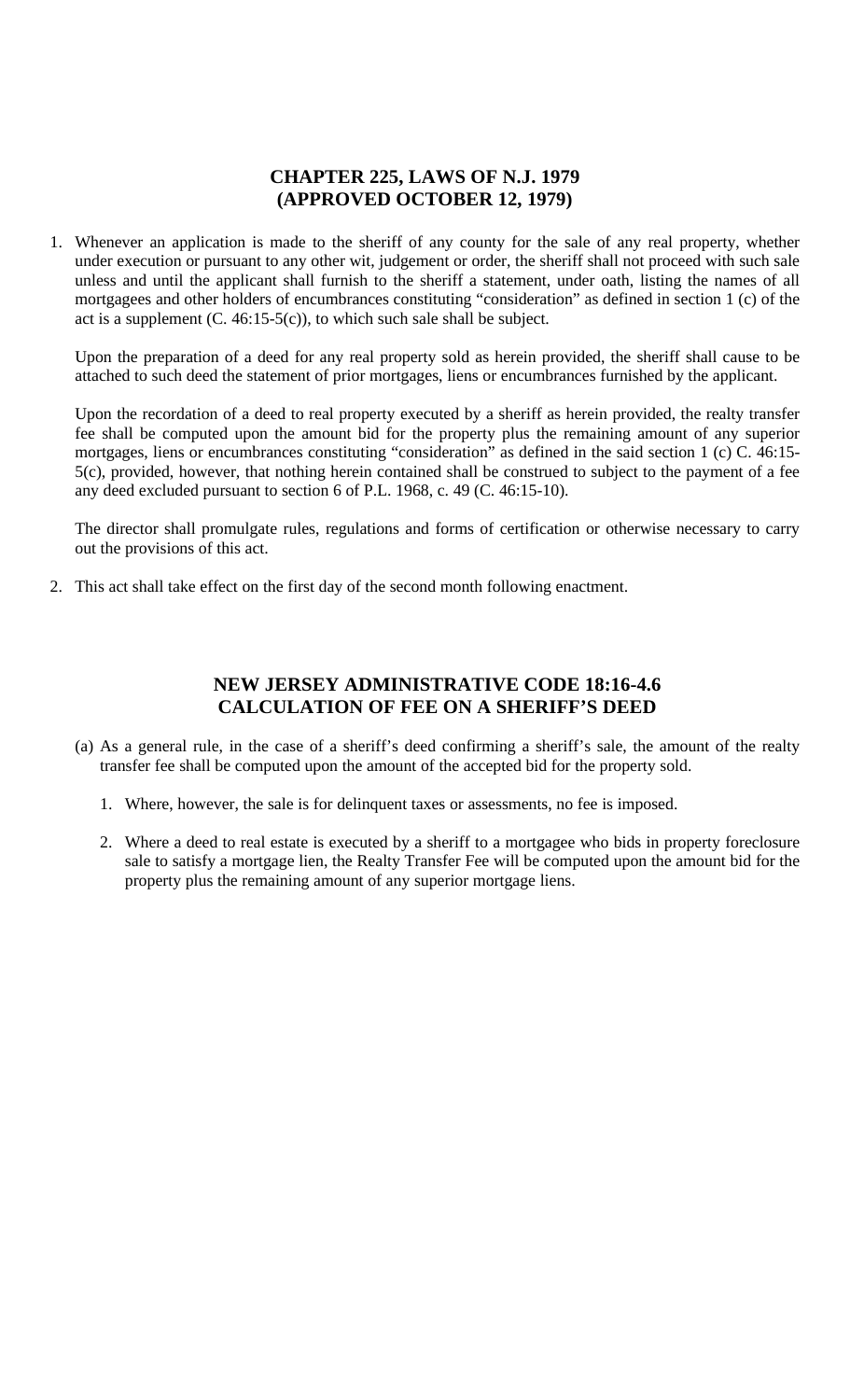## CHAPTER 225, LAWS OF N.J. 1979
## (APPROVED OCTOBER 12, 1979)

1. Whenever an application is made to the sheriff of any county for the sale of any real property, whether under execution or pursuant to any other wit, judgement or order, the sheriff shall not proceed with such sale unless and until the applicant shall furnish to the sheriff a statement, under oath, listing the names of all mortgagees and other holders of encumbrances constituting "consideration" as defined in section 1 (c) of the act is a supplement (C. 46:15-5(c)), to which such sale shall be subject.

   Upon the preparation of a deed for any real property sold as herein provided, the sheriff shall cause to be attached to such deed the statement of prior mortgages, liens or encumbrances furnished by the applicant.

   Upon the recordation of a deed to real property executed by a sheriff as herein provided, the realty transfer fee shall be computed upon the amount bid for the property plus the remaining amount of any superior mortgages, liens or encumbrances constituting "consideration" as defined in the said section 1 (c) C. 46:15-5(c), provided, however, that nothing herein contained shall be construed to subject to the payment of a fee any deed excluded pursuant to section 6 of P.L. 1968, c. 49 (C. 46:15-10).

   The director shall promulgate rules, regulations and forms of certification or otherwise necessary to carry out the provisions of this act.

2. This act shall take effect on the first day of the second month following enactment.

## NEW JERSEY ADMINISTRATIVE CODE 18:16-4.6
## CALCULATION OF FEE ON A SHERIFF'S DEED

(a) As a general rule, in the case of a sheriff's deed confirming a sheriff's sale, the amount of the realty transfer fee shall be computed upon the amount of the accepted bid for the property sold.

   1. Where, however, the sale is for delinquent taxes or assessments, no fee is imposed.

   2. Where a deed to real estate is executed by a sheriff to a mortgagee who bids in property foreclosure sale to satisfy a mortgage lien, the Realty Transfer Fee will be computed upon the amount bid for the property plus the remaining amount of any superior mortgage liens.